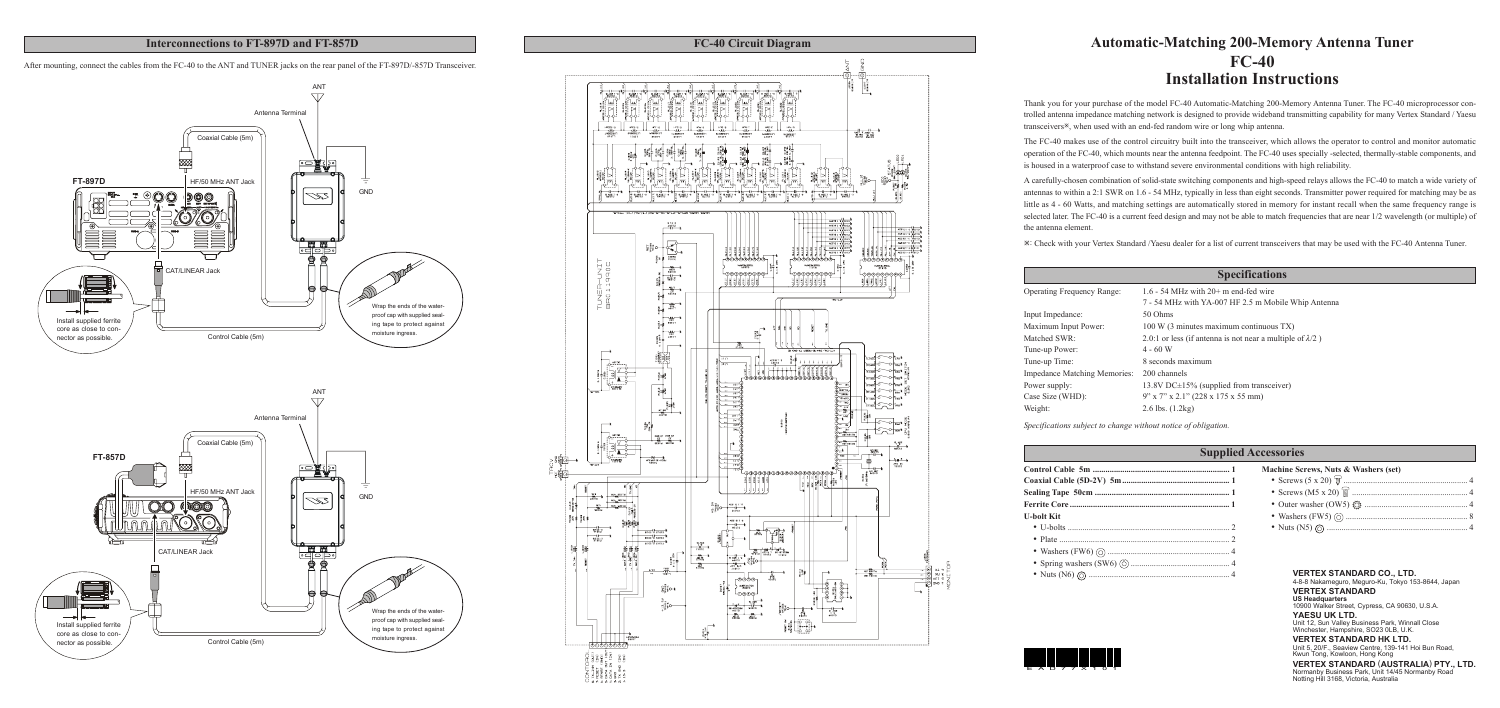## Interconnections to FT-897D and FT-857D

After mounting, connect the cables from the FC-40 to the ANT and TUNER jacks on the rear panel of the FT-897D/-857D Transceiver.

ANT

Antenna Terminal

Coaxial Cable (5m)

FT-897D

HF/50 MHz ANT Jack

GND

CAT/LINEAR Jack

Install supplied ferrite core as close to connector as possible.

Wrap the ends of the waterproof cap with supplied sealing tape to protect against moisture ingress.

Control Cable (5m)

ANT

Antenna Terminal

Coaxial Cable (5m)

FT-857D

HF/50 MHz ANT Jack

GND

CAT/LINEAR Jack

Install supplied ferrite core as close to connector as possible.

Wrap the ends of the waterproof cap with supplied sealing tape to protect against moisture ingress.

Control Cable (5m)

## FC-40 Circuit Diagram

# Automatic-Matching 200-Memory Antenna Tuner FC-40 Installation Instructions

Thank you for your purchase of the model FC-40 Automatic-Matching 200-Memory Antenna Tuner. The FC-40 microprocessor controlled antenna impedance matching network is designed to provide wideband transmitting capability for many Vertex Standard / Yaesu transceivers※, when used with an end-fed random wire or long whip antenna.

The FC-40 makes use of the control circuitry built into the transceiver, which allows the operator to control and monitor automatic operation of the FC-40, which mounts near the antenna feedpoint. The FC-40 uses specially -selected, thermally-stable components, and is housed in a waterproof case to withstand severe environmental conditions with high reliability.

A carefully-chosen combination of solid-state switching components and high-speed relays allows the FC-40 to match a wide variety of antennas to within a 2:1 SWR on 1.6 - 54 MHz, typically in less than eight seconds. Transmitter power required for matching may be as little as 4 - 60 Watts, and matching settings are automatically stored in memory for instant recall when the same frequency range is selected later. The FC-40 is a current feed design and may not be able to match frequencies that are near 1/2 wavelength (or multiple) of the antenna element.

※: Check with your Vertex Standard /Yaesu dealer for a list of current transceivers that may be used with the FC-40 Antenna Tuner.

## Specifications

| | |
|---|---|
| Operating Frequency Range: | 1.6 - 54 MHz with 20+ m end-fed wire |
| | 7 - 54 MHz with YA-007 HF 2.5 m Mobile Whip Antenna |
| Input Impedance: | 50 Ohms |
| Maximum Input Power: | 100 W (3 minutes maximum continuous TX) |
| Matched SWR: | 2.0:1 or less (if antenna is not near a multiple of $\lambda/2$ ) |
| Tune-up Power: | 4 - 60 W |
| Tune-up Time: | 8 seconds maximum |
| Impedance Matching Memories: | 200 channels |
| Power supply: | 13.8V DC±15% (supplied from transceiver) |
| Case Size (WHD): | 9" x 7" x 2.1" (228 x 175 x 55 mm) |
| Weight: | 2.6 lbs. (1.2kg) |

*Specifications subject to change without notice of obligation.*

## Supplied Accessories

| | | | |
|---|---|---|---|
| **Control Cable 5m** | 1 | **Machine Screws, Nuts & Washers (set)** | |
| **Coaxial Cable (5D-2V) 5m** | 1 | • Screws (5 x 20) | 4 |
| **Sealing Tape 50cm** | 1 | • Screws (M5 x 20) | 4 |
| **Ferrite Core** | 1 | • Outer washer (OW5) | 4 |
| **U-bolt Kit** | | • Washers (FW5) | 8 |
| • U-bolts | 2 | • Nuts (N5) | 4 |
| • Plate | 2 | | |
| • Washers (FW6) | 4 | | |
| • Spring washers (SW6) | 4 | | |
| • Nuts (N6) | 4 | | |

**VERTEX STANDARD CO., LTD.**
4-8-8 Nakameguro, Meguro-Ku, Tokyo 153-8644, Japan

**VERTEX STANDARD**
**US Headquarters**
10900 Walker Street, Cypress, CA 90630, U.S.A.

**YAESU UK LTD.**
Unit 12, Sun Valley Business Park, Winnall Close
Winchester, Hampshire, SO23 0LB, U.K.

**VERTEX STANDARD HK LTD.**
Unit 5, 20/F., Seaview Centre, 139-141 Hoi Bun Road,
Kwun Tong, Kowloon, Hong Kong

**VERTEX STANDARD (AUSTRALIA) PTY., LTD.**
Normanby Business Park, Unit 14/45 Normanby Road
Notting Hill 3168, Victoria, Australia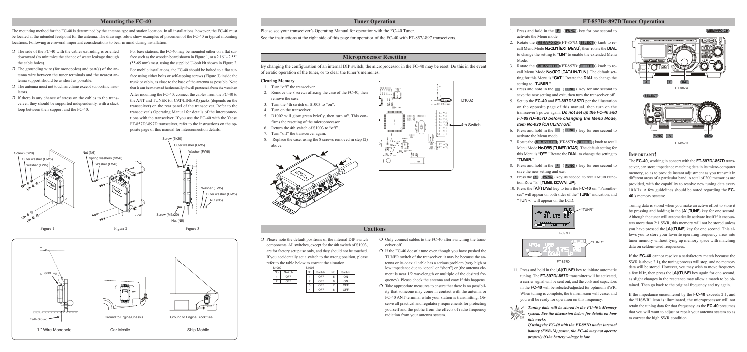## Mounting the FC-40

The mounting method for the FC-40 is determined by the antenna type and station location. In all installations, however, the FC-40 must be located at the intended feedpoint for the antenna. The drawings below show examples of placement of the FC-40 in typical mounting locations. Following are several important considerations to bear in mind during installation:

- The side of the FC-40 with the cables extruding is oriented downward (to minimize the chance of water leakage through the cable holes).
- The grounding wire (for monopoles) and part(s) of the antenna wire between the tuner terminals and the nearest antenna support should be as short as possible.
- The antenna must not touch anything except supporting insulators.
- If there is any chance of stress on the cables to the transceiver, they should be supported independently, with a slack loop between their support and the FC-40.

For base stations, the FC-40 may be mounted either on a flat surface such as the wooden board shown in Figure 1, or a 2.16" - 2.55" (55-65 mm) mast, using the supplied U-bolt kit shown in Figure 2.

For mobile installations, the FC-40 should be bolted to a flat surface using either bolts or self-tapping screws (Figure 3) inside the trunk or cabin, as close to the base of the antenna as possible. Note that it can be mounted horizontally if well protected from the weather.

After mounting the FC-40, connect the cables from the FC-40 to the ANT and TUNER (or CAT/LINEAR) jacks (depends on the transceiver) on the rear panel of the transceiver. Refer to the transceiver's Operating Manual for details of the interconnections with the transceiver. If you use the FC-40 with the Yaesu FT-857D/-897D transceiver, refer to the instructions on the opposite page of this manual for interconnection details.

Screw (5x20)
Outer washer (OW5)
Washer (FW5)
Figure 1

Nut (N6)
Spring washers (SW6)
Washer (FW6)
Figure 2

Screw (5x20)
Outer washer (OW5)
Washer (FW5)
Washer (FW5)
Outer washer (OW5)
Nut (N5)
Screw (M5x20)
Nut (N5)
Figure 3

GND Lug
Earth Ground
"L" Wire Monopole

Ground to Engine/Chassis
Car Mobile

Ground to Engine Block/Keel
Ship Mobile

## Tuner Operation

Please see your transceiver's Operating Manual for operation with the FC-40 Tuner.

See the instructions at the right side of this page for operation of the FC-40 with FT-857/-897 transceivers.

## Microprocessor Resetting

By changing the configuration of an internal DIP switch, the microprocessor in the FC-40 may be reset. Do this in the event of erratic operation of the tuner, or to clear the tuner's memories.

### Clearing Memory

1. Turn "off" the transceiver.
2. Remove the 8 screws affixing the case of the FC-40, then remove the case.
3. Turn the 4th switch of S1003 to "on".
4. Turn on the transceiver.
5. D1002 will glow green briefly, then turn off. This confirms the resetting of the microprocessor.
6. Return the 4th switch of S1003 to "off".
7. Turn "off" the transceiver again.
8. Replace the case, using the 8 screws removed in step (2) above.

D1002
4th Switch

## Cautions

- Please note the default positions of the internal DIP switch components. All switches, except for the 4th switch of S1003, are for factory setup use only, and they should not be touched. If you accidentally set a switch to the wrong position, please refer to the table below to correct the situation.

S1002

| No. | Switch |
|---|---|
| 1 | OFF |
| 2 | OFF |

S1003

| No. | Switch | No. | Switch |
|---|---|---|---|
| 1 | OFF | 5 | ON |
| 2 | OFF | 6 | ON |
| 3 | OFF | 7 | OFF |
| 4 | OFF | 8 | OFF |

- Only connect cables to the FC-40 after switching the transceiver off.
- If the FC-40 doesn't tune even though you have pushed the TUNER switch of the transceiver, it may be because the antenna or its coaxial cable has a serious problem (very high or low impedance due to "open" or "short") or (the antenna element is near 1/2 wavelength or multiple of the desired frequency). Please check the antenna and coax if this happens.
- Take appropriate measures to ensure that there is no possibility that someone may come in contact with the antenna or FC-40 ANT terminal while your station is transmitting. Observe all practical and regulatory requirements for protecting yourself and the public from the effects of radio frequency radiation from your antenna system.

## FT-857D/-897D Tuner Operation

1. Press and hold in the **F** (**FUNC**) key for one second to activate the Menu mode.
2. Rotate the **MEM/VFO CH** (FT-857D: **SELECT**) knob to recall Menu Mode **No-001 [EXT MENU]**, then rotate the **DIAL** to change the setting to "**ON**" to enable the extended Menu Mode.
3. Rotate the **MEM/VFO CH** (FT-857D: **SELECT**) knob to recall Menu Mode **No-020 [CAT/LIN/TUN]**. The default setting for this Menu is "**CAT**." Rotate the **DIAL** to change the setting to "**TUNER**."
4. Press and hold in the **F** (**FUNC**) key for one second to save the new setting and exit, then turn the transceiver off.
5. Set up the **FC-40** and **FT-897D/-857D** per the illustration on the opposite page of this manual, then turn on the transceiver's power again. ***Do not set up the FC-40 and FT-897D/-857D before changing the Menu Mode, item No-020 [CAT/LIN/TUN].***
6. Press and hold in the **F** (**FUNC**) key for one second to activate the Menu mode.
7. Rotate the **MEM/VFO CH** (FT-857D: **SELECT**) knob to recall Menu Mode **No-085 [TUNER/ATAS]**. The default setting for this Menu is "**OFF**." Rotate the **DIAL** to change the setting to "**TUNER**."
8. Press and hold in the **F** (**FUNC**) key for one second to save the new setting and exit.
9. Press the **F** (**FUNC**) key, as needed, to recall Multi Function Row "k" [**TUNE, DOWN, UP**].
10. Press the [**A**](**TUNE**) key to turn the **FC-40** on. "Parentheses" will appear on both sides of the "**TUNE**" indication, and "TUNR" will appear on the LCD.

"TUNR"
FT-897D

"TUNR"
FT-857D

11. Press and hold in the [**A**](**TUNE**) key to initiate automatic tuning. The **FT-897D/-857D** transmitter will be activated, a carrier signal will be sent out, and the coils and capacitors in the **FC-40** will be selected/adjusted for optimum SWR. When tuning is complete, the transmission will cease, and you will be ready for operation on this frequency.

***Tuning data will be stored in the FC-40's Memory system. See the discussion below for details on how this works.***

***If using the FC-40 with the FT-897D under internal battery (FNB-78) power, the FC-40 may not operate properly if the battery voltage is low.***

MEM/VFO CH
A
F
DIAL
FT-897D

SELECT
FUNC
A
DIAL
FT-857D

### Important!

The **FC-40**, working in concert with the **FT-897D/-857D** transceiver, can store impedance matching data in its micro-computer memory, so as to provide instant adjustment as you transmit in different areas of a particular band. A total of 200 memories are provided, with the capability to resolve new tuning data every 10 kHz. A few guidelines should be noted regarding the **FC-40**'s memory system:

Tuning data is stored when you make an active effort to store it by pressing and holding in the [**A**](**TUNE**) key for one second. Although the tuner will automatically activate itself if it encounters more than 2:1 SWR, this memory will not be stored unless you have pressed the [**A**](**TUNE**) key for one second. This allows you to store your favorite operating frequency areas into tuner memory without tying up memory space with matching data on seldom-used frequencies.

If the **FC-40** cannot resolve a satisfactory match because the SWR is above 2:1), the tuning process will stop, and no memory data will be stored. However, you may wish to move frequency a few kHz, then press the [**A**](**TUNE**) key again for one second, as slight changes in the reactance may allow a match to be obtained. Then go back to the original frequency and try again.

If the impedance encountered by the **FC-40** exceeds 2:1, and the "HSWR" icon is illuminated, the microprocessor will not retain the tuning data for that frequency, as the **FC-40** presumes that you will want to adjust or repair your antenna system so as to correct the high SWR condition.